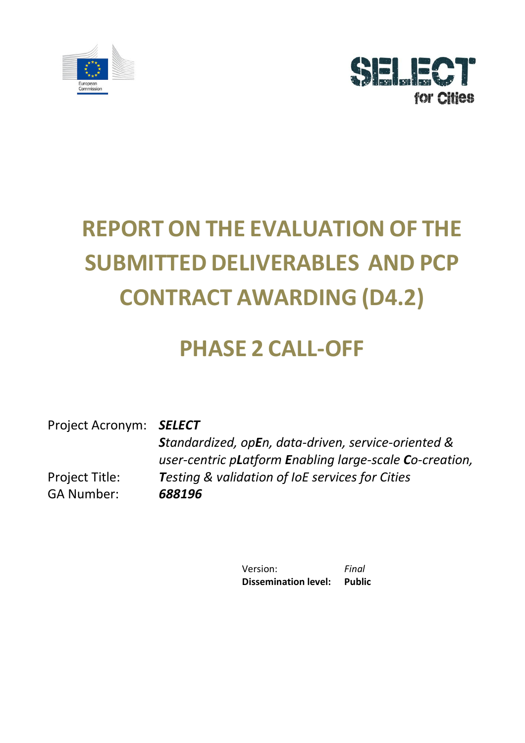# REPORT ON THE EVALUATION OF THE SUBMITTED DELIVERABLES AND PCP CONTRACT AWARDING (D4.2)

# PHASE 2 CALL-OFF

Project Acronym: ***SELECT***

Project Title: ***S**tandardized, op**E**n, data-driven, service-oriented & user-centric p**L**atform **E**nabling large-scale **C**o-creation, **T**esting & validation of IoE services for Cities*

GA Number: ***688196***

Version: *Final*

**Dissemination level: Public**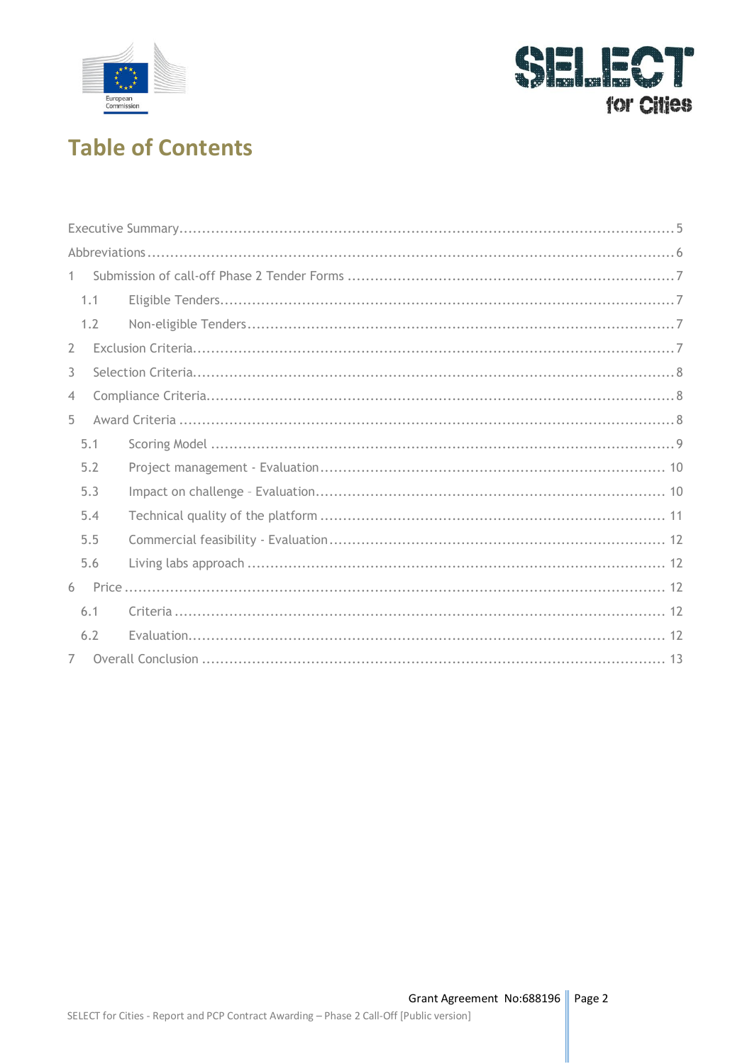# Table of Contents

Executive Summary ........................................................................................................ 5

Abbreviations ................................................................................................................ 6

1 Submission of call-off Phase 2 Tender Forms ........................................................ 7

1.1 Eligible Tenders .................................................................................................. 7

1.2 Non-eligible Tenders .......................................................................................... 7

2 Exclusion Criteria ...................................................................................................... 7

3 Selection Criteria ...................................................................................................... 8

4 Compliance Criteria .................................................................................................. 8

5 Award Criteria .......................................................................................................... 8

5.1 Scoring Model ..................................................................................................... 9

5.2 Project management - Evaluation ..................................................................... 10

5.3 Impact on challenge – Evaluation ..................................................................... 10

5.4 Technical quality of the platform ..................................................................... 11

5.5 Commercial feasibility - Evaluation .................................................................. 12

5.6 Living labs approach ......................................................................................... 12

6 Price ........................................................................................................................ 12

6.1 Criteria .............................................................................................................. 12

6.2 Evaluation ......................................................................................................... 12

7 Overall Conclusion .................................................................................................. 13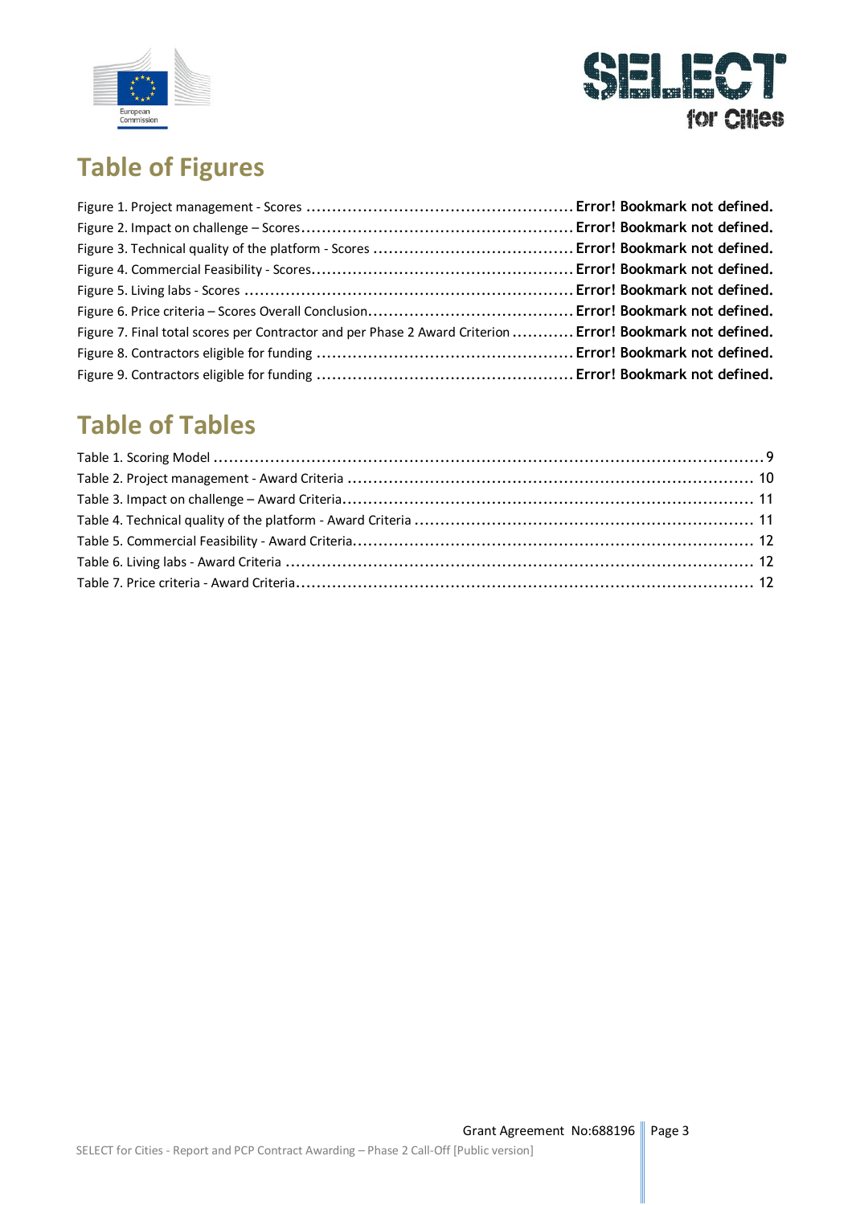# Table of Figures

Figure 1. Project management - Scores ................................................... Error! Bookmark not defined.
Figure 2. Impact on challenge – Scores.................................................... Error! Bookmark not defined.
Figure 3. Technical quality of the platform - Scores ...................................... Error! Bookmark not defined.
Figure 4. Commercial Feasibility - Scores.................................................. Error! Bookmark not defined.
Figure 5. Living labs - Scores ............................................................... Error! Bookmark not defined.
Figure 6. Price criteria – Scores Overall Conclusion....................................... Error! Bookmark not defined.
Figure 7. Final total scores per Contractor and per Phase 2 Award Criterion ............ Error! Bookmark not defined.
Figure 8. Contractors eligible for funding ................................................. Error! Bookmark not defined.
Figure 9. Contractors eligible for funding ................................................. Error! Bookmark not defined.

# Table of Tables

Table 1. Scoring Model ............................................................................................................9
Table 2. Project management - Award Criteria ............................................................................ 10
Table 3. Impact on challenge – Award Criteria.............................................................................. 11
Table 4. Technical quality of the platform - Award Criteria ............................................................. 11
Table 5. Commercial Feasibility - Award Criteria............................................................................ 12
Table 6. Living labs - Award Criteria ........................................................................................ 12
Table 7. Price criteria - Award Criteria....................................................................................... 12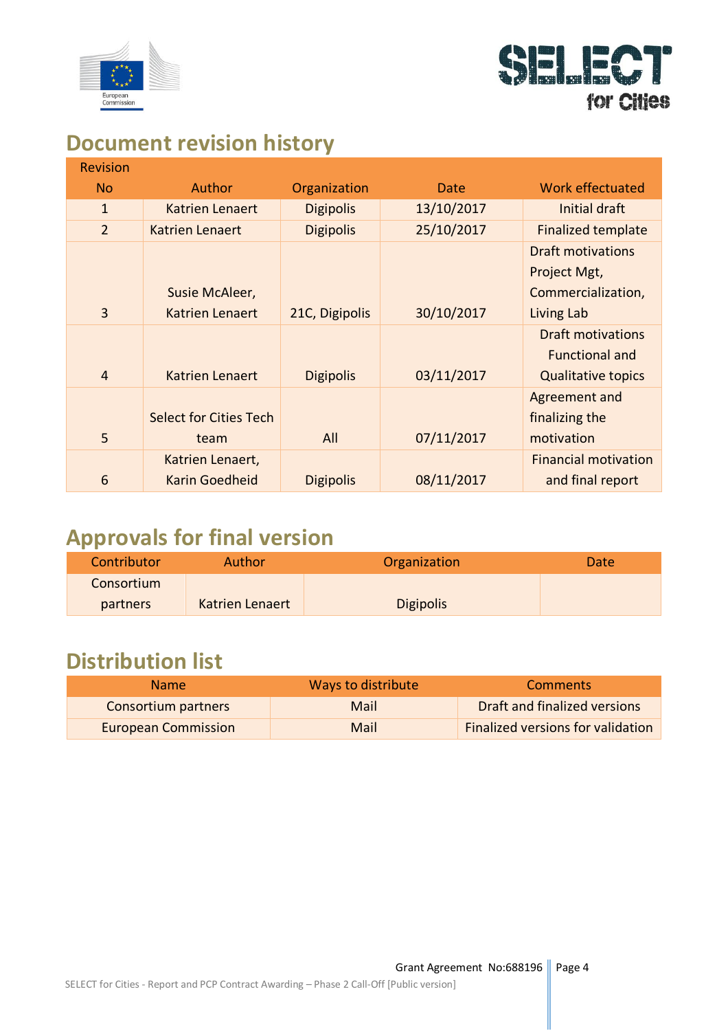## Document revision history

| Revision No | Author | Organization | Date | Work effectuated |
|---|---|---|---|---|
| 1 | Katrien Lenaert | Digipolis | 13/10/2017 | Initial draft |
| 2 | Katrien Lenaert | Digipolis | 25/10/2017 | Finalized template |
| 3 | Susie McAleer, Katrien Lenaert | 21C, Digipolis | 30/10/2017 | Draft motivations Project Mgt, Commercialization, Living Lab |
| 4 | Katrien Lenaert | Digipolis | 03/11/2017 | Draft motivations Functional and Qualitative topics |
| 5 | Select for Cities Tech team | All | 07/11/2017 | Agreement and finalizing the motivation |
| 6 | Katrien Lenaert, Karin Goedheid | Digipolis | 08/11/2017 | Financial motivation and final report |

## Approvals for final version

| Contributor | Author | Organization | Date |
|---|---|---|---|
| Consortium partners | Katrien Lenaert | Digipolis | |

## Distribution list

| Name | Ways to distribute | Comments |
|---|---|---|
| Consortium partners | Mail | Draft and finalized versions |
| European Commission | Mail | Finalized versions for validation |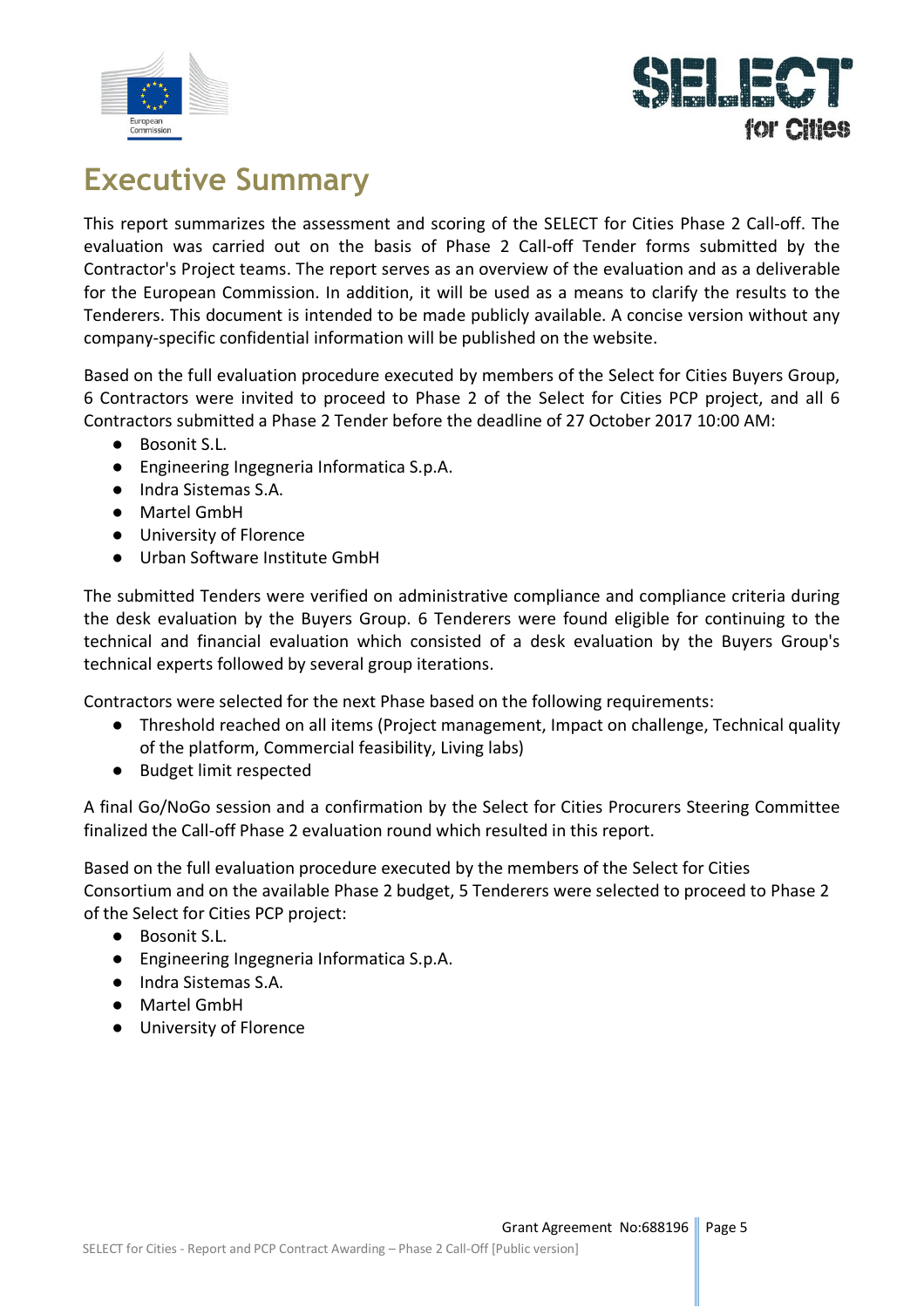# Executive Summary

This report summarizes the assessment and scoring of the SELECT for Cities Phase 2 Call-off. The evaluation was carried out on the basis of Phase 2 Call-off Tender forms submitted by the Contractor's Project teams. The report serves as an overview of the evaluation and as a deliverable for the European Commission. In addition, it will be used as a means to clarify the results to the Tenderers. This document is intended to be made publicly available. A concise version without any company-specific confidential information will be published on the website.

Based on the full evaluation procedure executed by members of the Select for Cities Buyers Group, 6 Contractors were invited to proceed to Phase 2 of the Select for Cities PCP project, and all 6 Contractors submitted a Phase 2 Tender before the deadline of 27 October 2017 10:00 AM:

- Bosonit S.L.
- Engineering Ingegneria Informatica S.p.A.
- Indra Sistemas S.A.
- Martel GmbH
- University of Florence
- Urban Software Institute GmbH

The submitted Tenders were verified on administrative compliance and compliance criteria during the desk evaluation by the Buyers Group. 6 Tenderers were found eligible for continuing to the technical and financial evaluation which consisted of a desk evaluation by the Buyers Group's technical experts followed by several group iterations.

Contractors were selected for the next Phase based on the following requirements:

- Threshold reached on all items (Project management, Impact on challenge, Technical quality of the platform, Commercial feasibility, Living labs)
- Budget limit respected

A final Go/NoGo session and a confirmation by the Select for Cities Procurers Steering Committee finalized the Call-off Phase 2 evaluation round which resulted in this report.

Based on the full evaluation procedure executed by the members of the Select for Cities Consortium and on the available Phase 2 budget, 5 Tenderers were selected to proceed to Phase 2 of the Select for Cities PCP project:

- Bosonit S.L.
- Engineering Ingegneria Informatica S.p.A.
- Indra Sistemas S.A.
- Martel GmbH
- University of Florence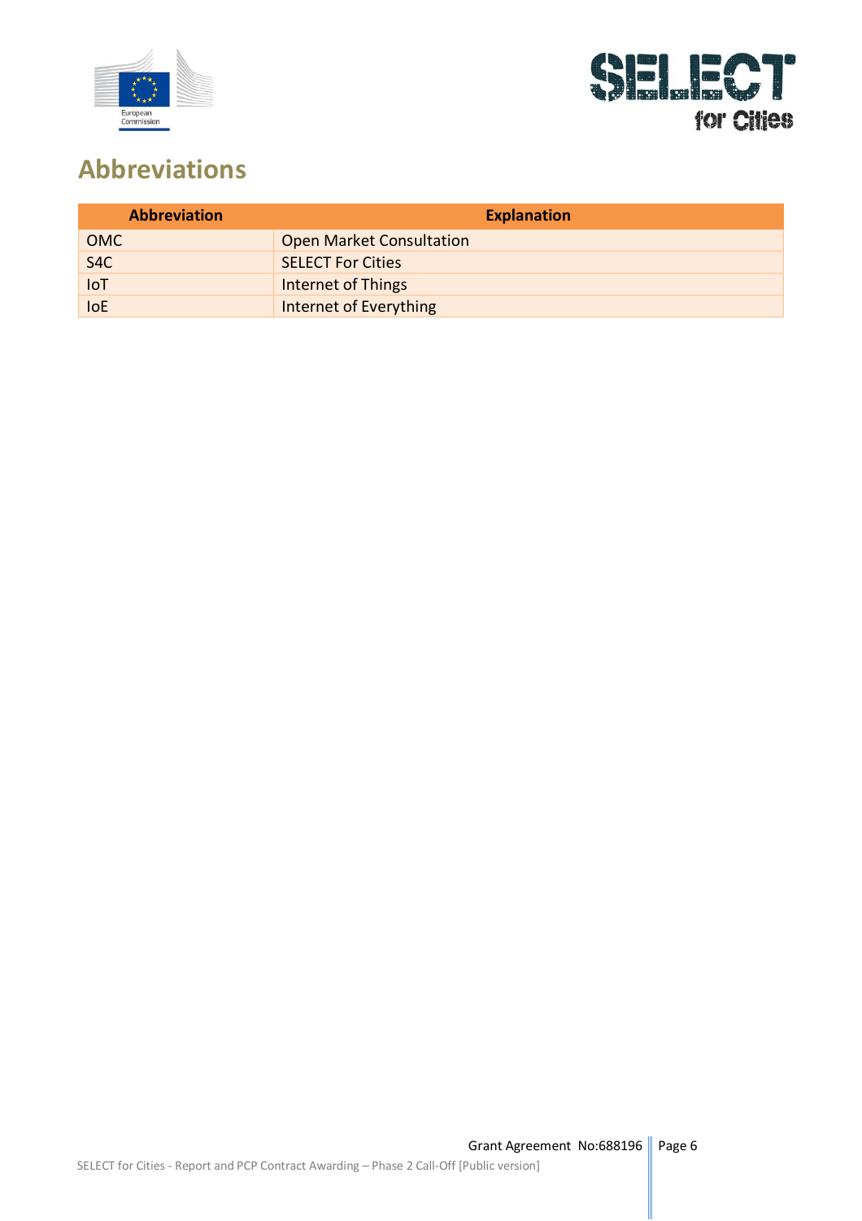# Abbreviations

| Abbreviation | Explanation |
|---|---|
| OMC | Open Market Consultation |
| S4C | SELECT For Cities |
| IoT | Internet of Things |
| IoE | Internet of Everything |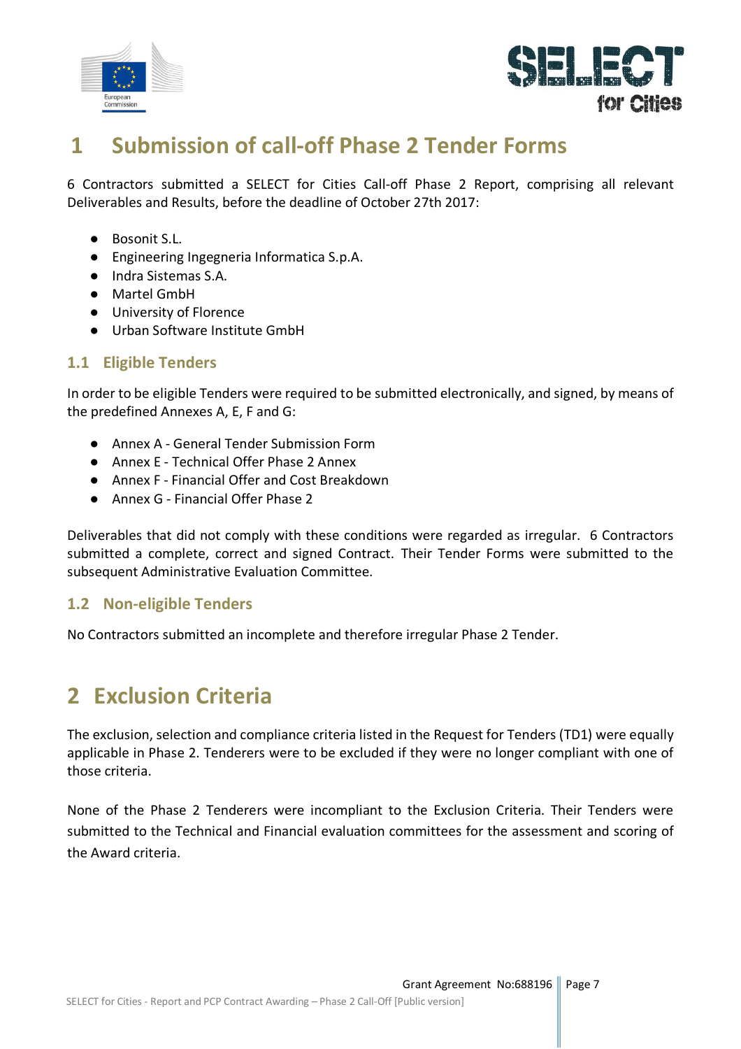# 1 Submission of call-off Phase 2 Tender Forms

6 Contractors submitted a SELECT for Cities Call-off Phase 2 Report, comprising all relevant Deliverables and Results, before the deadline of October 27th 2017:

- Bosonit S.L.
- Engineering Ingegneria Informatica S.p.A.
- Indra Sistemas S.A.
- Martel GmbH
- University of Florence
- Urban Software Institute GmbH

## 1.1 Eligible Tenders

In order to be eligible Tenders were required to be submitted electronically, and signed, by means of the predefined Annexes A, E, F and G:

- Annex A - General Tender Submission Form
- Annex E - Technical Offer Phase 2 Annex
- Annex F - Financial Offer and Cost Breakdown
- Annex G - Financial Offer Phase 2

Deliverables that did not comply with these conditions were regarded as irregular. 6 Contractors submitted a complete, correct and signed Contract. Their Tender Forms were submitted to the subsequent Administrative Evaluation Committee.

## 1.2 Non-eligible Tenders

No Contractors submitted an incomplete and therefore irregular Phase 2 Tender.

# 2 Exclusion Criteria

The exclusion, selection and compliance criteria listed in the Request for Tenders (TD1) were equally applicable in Phase 2. Tenderers were to be excluded if they were no longer compliant with one of those criteria.

None of the Phase 2 Tenderers were incompliant to the Exclusion Criteria. Their Tenders were submitted to the Technical and Financial evaluation committees for the assessment and scoring of the Award criteria.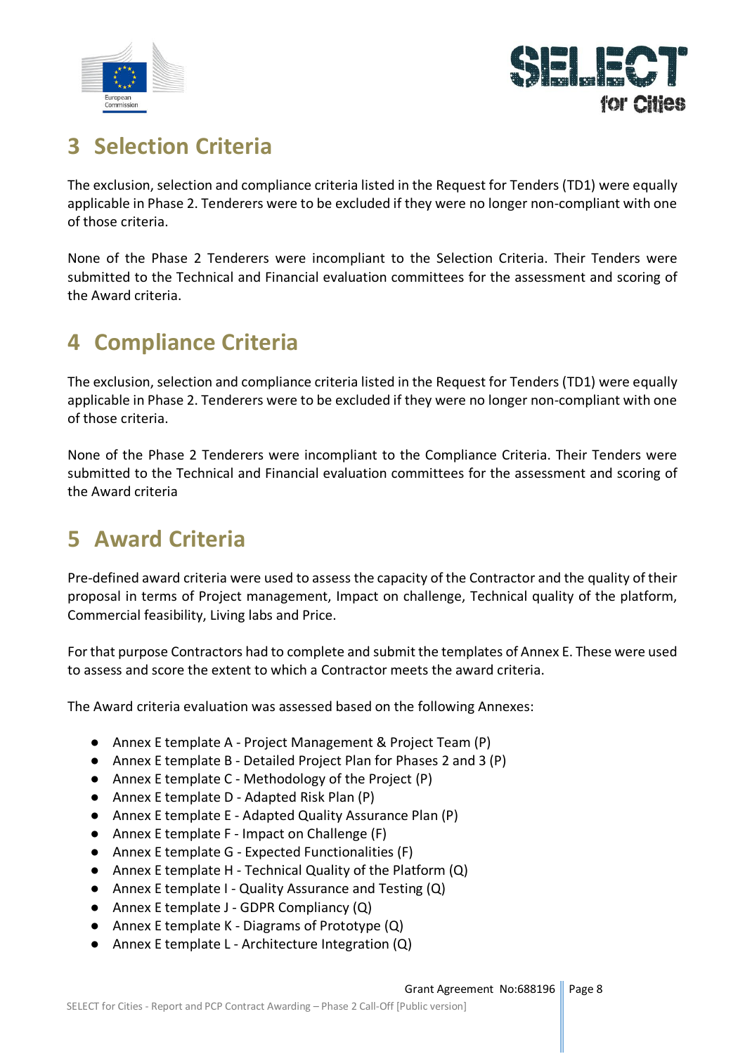# 3 Selection Criteria

The exclusion, selection and compliance criteria listed in the Request for Tenders (TD1) were equally applicable in Phase 2. Tenderers were to be excluded if they were no longer non-compliant with one of those criteria.

None of the Phase 2 Tenderers were incompliant to the Selection Criteria. Their Tenders were submitted to the Technical and Financial evaluation committees for the assessment and scoring of the Award criteria.

# 4 Compliance Criteria

The exclusion, selection and compliance criteria listed in the Request for Tenders (TD1) were equally applicable in Phase 2. Tenderers were to be excluded if they were no longer non-compliant with one of those criteria.

None of the Phase 2 Tenderers were incompliant to the Compliance Criteria. Their Tenders were submitted to the Technical and Financial evaluation committees for the assessment and scoring of the Award criteria

# 5 Award Criteria

Pre-defined award criteria were used to assess the capacity of the Contractor and the quality of their proposal in terms of Project management, Impact on challenge, Technical quality of the platform, Commercial feasibility, Living labs and Price.

For that purpose Contractors had to complete and submit the templates of Annex E. These were used to assess and score the extent to which a Contractor meets the award criteria.

The Award criteria evaluation was assessed based on the following Annexes:

- Annex E template A - Project Management & Project Team (P)
- Annex E template B - Detailed Project Plan for Phases 2 and 3 (P)
- Annex E template C - Methodology of the Project (P)
- Annex E template D - Adapted Risk Plan (P)
- Annex E template E - Adapted Quality Assurance Plan (P)
- Annex E template F - Impact on Challenge (F)
- Annex E template G - Expected Functionalities (F)
- Annex E template H - Technical Quality of the Platform (Q)
- Annex E template I - Quality Assurance and Testing (Q)
- Annex E template J - GDPR Compliancy (Q)
- Annex E template K - Diagrams of Prototype (Q)
- Annex E template L - Architecture Integration (Q)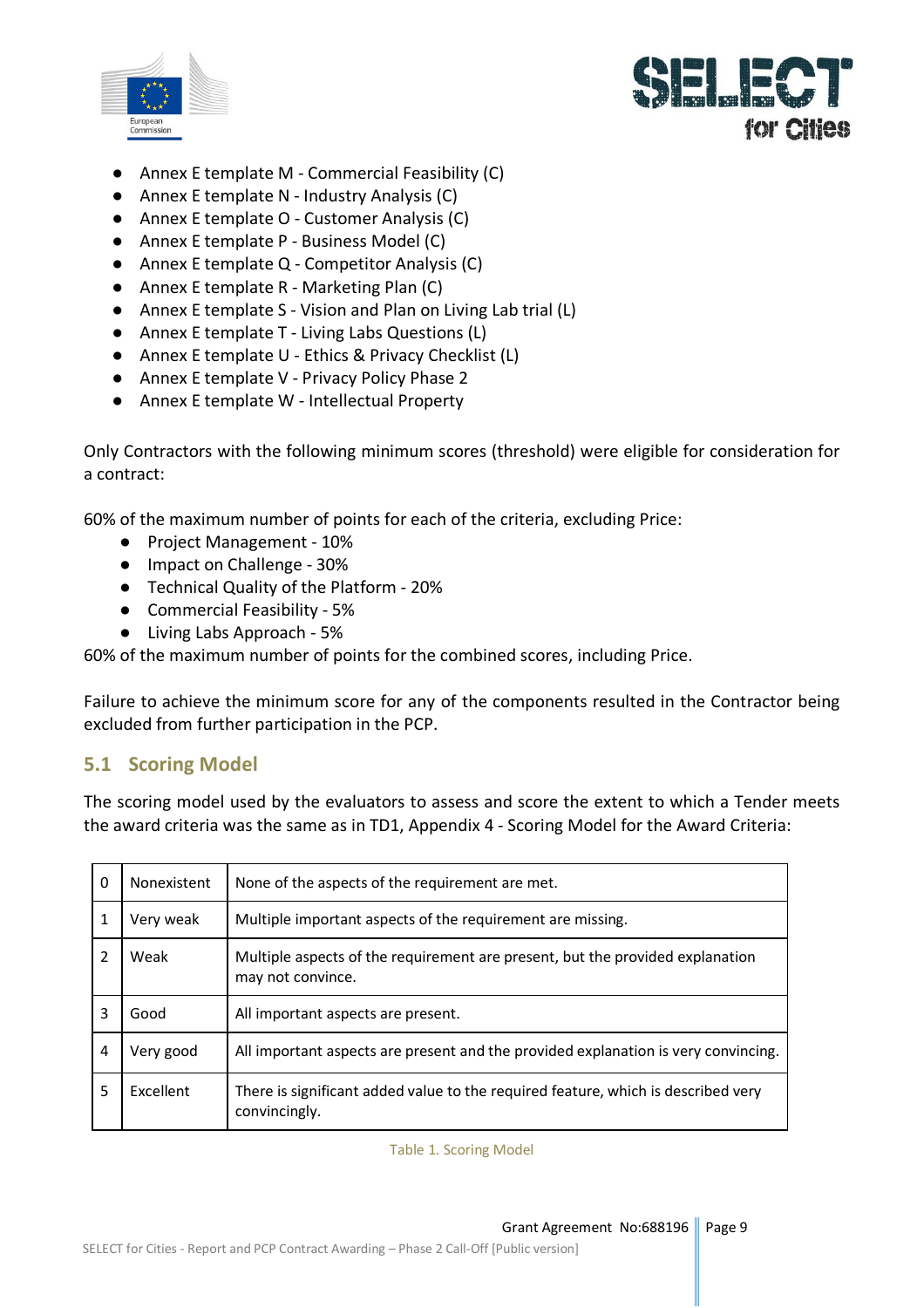- Annex E template M - Commercial Feasibility (C)
- Annex E template N - Industry Analysis (C)
- Annex E template O - Customer Analysis (C)
- Annex E template P - Business Model (C)
- Annex E template Q - Competitor Analysis (C)
- Annex E template R - Marketing Plan (C)
- Annex E template S - Vision and Plan on Living Lab trial (L)
- Annex E template T - Living Labs Questions (L)
- Annex E template U - Ethics & Privacy Checklist (L)
- Annex E template V - Privacy Policy Phase 2
- Annex E template W - Intellectual Property

Only Contractors with the following minimum scores (threshold) were eligible for consideration for a contract:

60% of the maximum number of points for each of the criteria, excluding Price:

- Project Management - 10%
- Impact on Challenge - 30%
- Technical Quality of the Platform - 20%
- Commercial Feasibility - 5%
- Living Labs Approach - 5%

60% of the maximum number of points for the combined scores, including Price.

Failure to achieve the minimum score for any of the components resulted in the Contractor being excluded from further participation in the PCP.

## 5.1 Scoring Model

The scoring model used by the evaluators to assess and score the extent to which a Tender meets the award criteria was the same as in TD1, Appendix 4 - Scoring Model for the Award Criteria:

| | | |
|---|---|---|
| 0 | Nonexistent | None of the aspects of the requirement are met. |
| 1 | Very weak | Multiple important aspects of the requirement are missing. |
| 2 | Weak | Multiple aspects of the requirement are present, but the provided explanation may not convince. |
| 3 | Good | All important aspects are present. |
| 4 | Very good | All important aspects are present and the provided explanation is very convincing. |
| 5 | Excellent | There is significant added value to the required feature, which is described very convincingly. |

Table 1. Scoring Model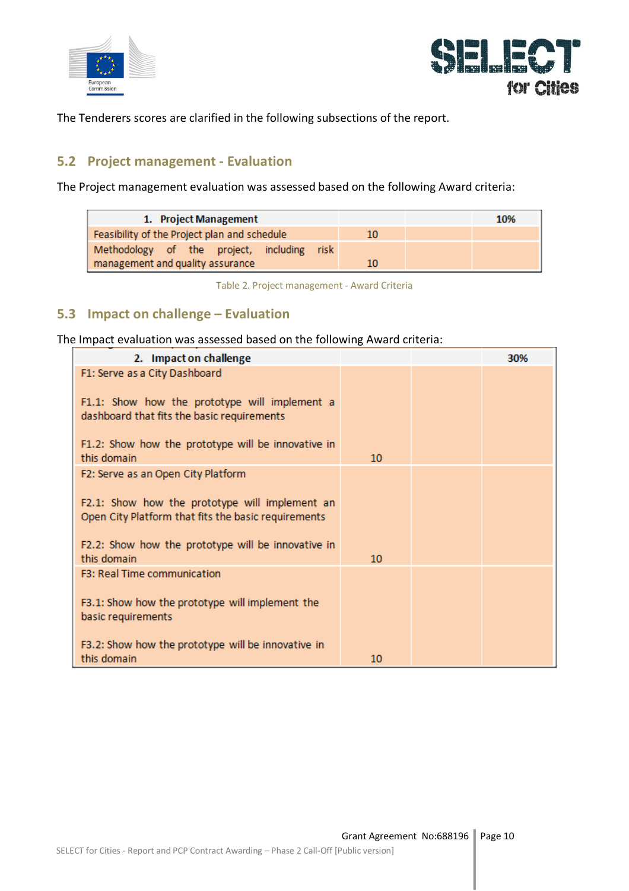The Tenderers scores are clarified in the following subsections of the report.

## 5.2 Project management - Evaluation

The Project management evaluation was assessed based on the following Award criteria:

| 1. Project Management | | | 10% |
|---|---|---|---|
| Feasibility of the Project plan and schedule | 10 | | |
| Methodology of the project, including risk management and quality assurance | 10 | | |

Table 2. Project management - Award Criteria

## 5.3 Impact on challenge – Evaluation

The Impact evaluation was assessed based on the following Award criteria:

| 2. Impact on challenge | | | 30% |
|---|---|---|---|
| F1: Serve as a City Dashboard<br><br>F1.1: Show how the prototype will implement a dashboard that fits the basic requirements<br><br>F1.2: Show how the prototype will be innovative in this domain | 10 | | |
| F2: Serve as an Open City Platform<br><br>F2.1: Show how the prototype will implement an Open City Platform that fits the basic requirements<br><br>F2.2: Show how the prototype will be innovative in this domain | 10 | | |
| F3: Real Time communication<br><br>F3.1: Show how the prototype will implement the basic requirements<br><br>F3.2: Show how the prototype will be innovative in this domain | 10 | | |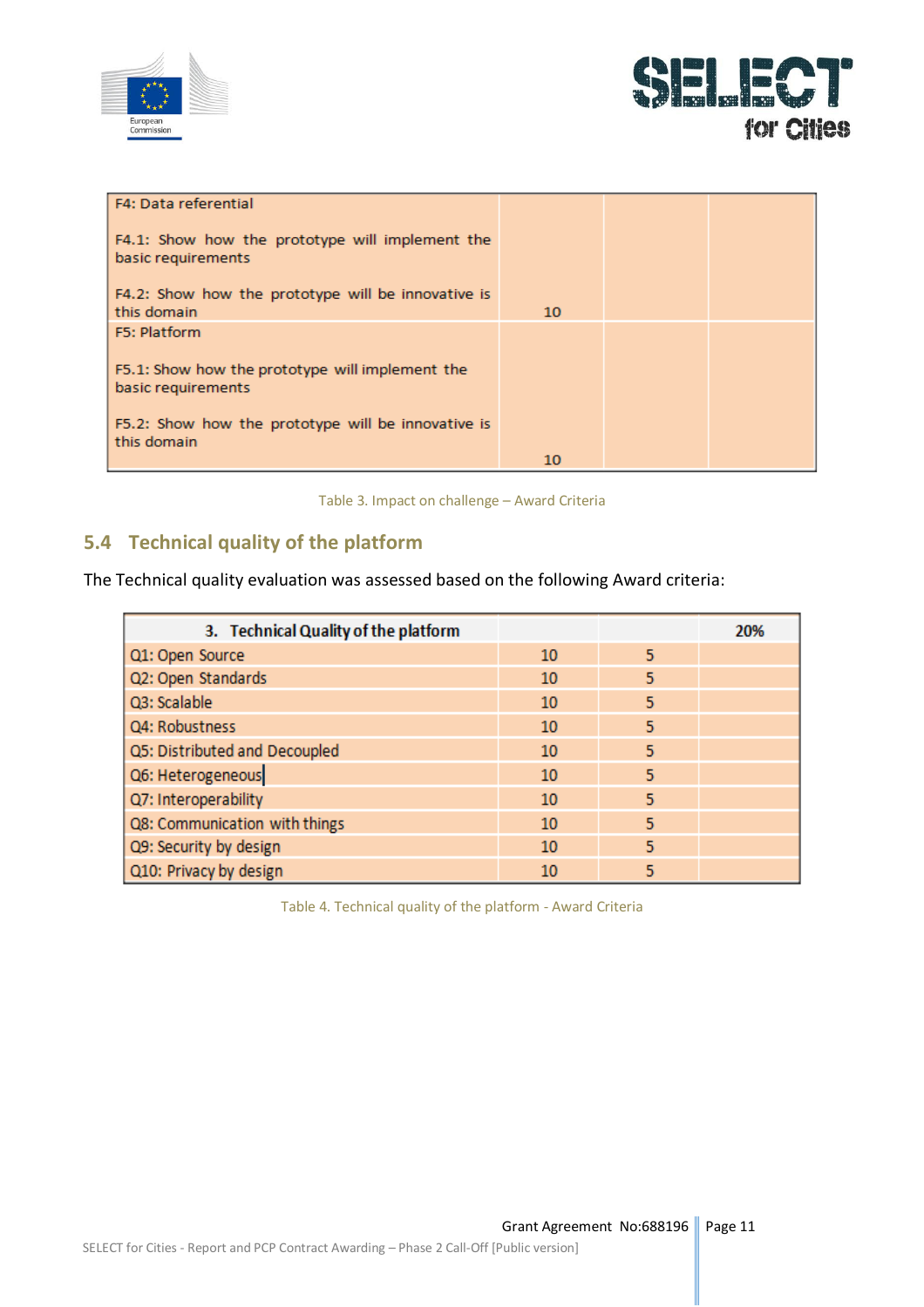| F4: Data referential<br><br>F4.1: Show how the prototype will implement the basic requirements<br><br>F4.2: Show how the prototype will be innovative is this domain | 10 | | |
|---|---|---|---|
| F5: Platform<br><br>F5.1: Show how the prototype will implement the basic requirements<br><br>F5.2: Show how the prototype will be innovative is this domain | 10 | | |

Table 3. Impact on challenge – Award Criteria

## 5.4 Technical quality of the platform

The Technical quality evaluation was assessed based on the following Award criteria:

| 3. Technical Quality of the platform | | | 20% |
|---|---|---|---|
| Q1: Open Source | 10 | 5 | |
| Q2: Open Standards | 10 | 5 | |
| Q3: Scalable | 10 | 5 | |
| Q4: Robustness | 10 | 5 | |
| Q5: Distributed and Decoupled | 10 | 5 | |
| Q6: Heterogeneous | 10 | 5 | |
| Q7: Interoperability | 10 | 5 | |
| Q8: Communication with things | 10 | 5 | |
| Q9: Security by design | 10 | 5 | |
| Q10: Privacy by design | 10 | 5 | |

Table 4. Technical quality of the platform - Award Criteria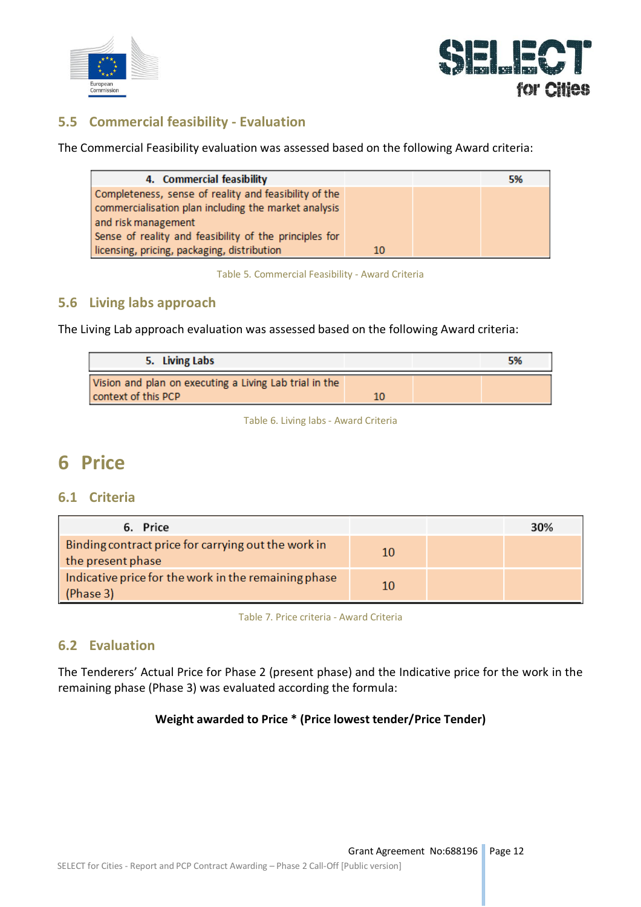## 5.5 Commercial feasibility - Evaluation

The Commercial Feasibility evaluation was assessed based on the following Award criteria:

| 4. Commercial feasibility | | | 5% |
|---|---|---|---|
| Completeness, sense of reality and feasibility of the commercialisation plan including the market analysis and risk management<br>Sense of reality and feasibility of the principles for licensing, pricing, packaging, distribution | 10 | | |

Table 5. Commercial Feasibility - Award Criteria

## 5.6 Living labs approach

The Living Lab approach evaluation was assessed based on the following Award criteria:

| 5. Living Labs | | | 5% |
|---|---|---|---|
| Vision and plan on executing a Living Lab trial in the context of this PCP | 10 | | |

Table 6. Living labs - Award Criteria

# 6 Price

## 6.1 Criteria

| 6. Price | | | 30% |
|---|---|---|---|
| Binding contract price for carrying out the work in the present phase | 10 | | |
| Indicative price for the work in the remaining phase (Phase 3) | 10 | | |

Table 7. Price criteria - Award Criteria

## 6.2 Evaluation

The Tenderers' Actual Price for Phase 2 (present phase) and the Indicative price for the work in the remaining phase (Phase 3) was evaluated according the formula:

**Weight awarded to Price * (Price lowest tender/Price Tender)**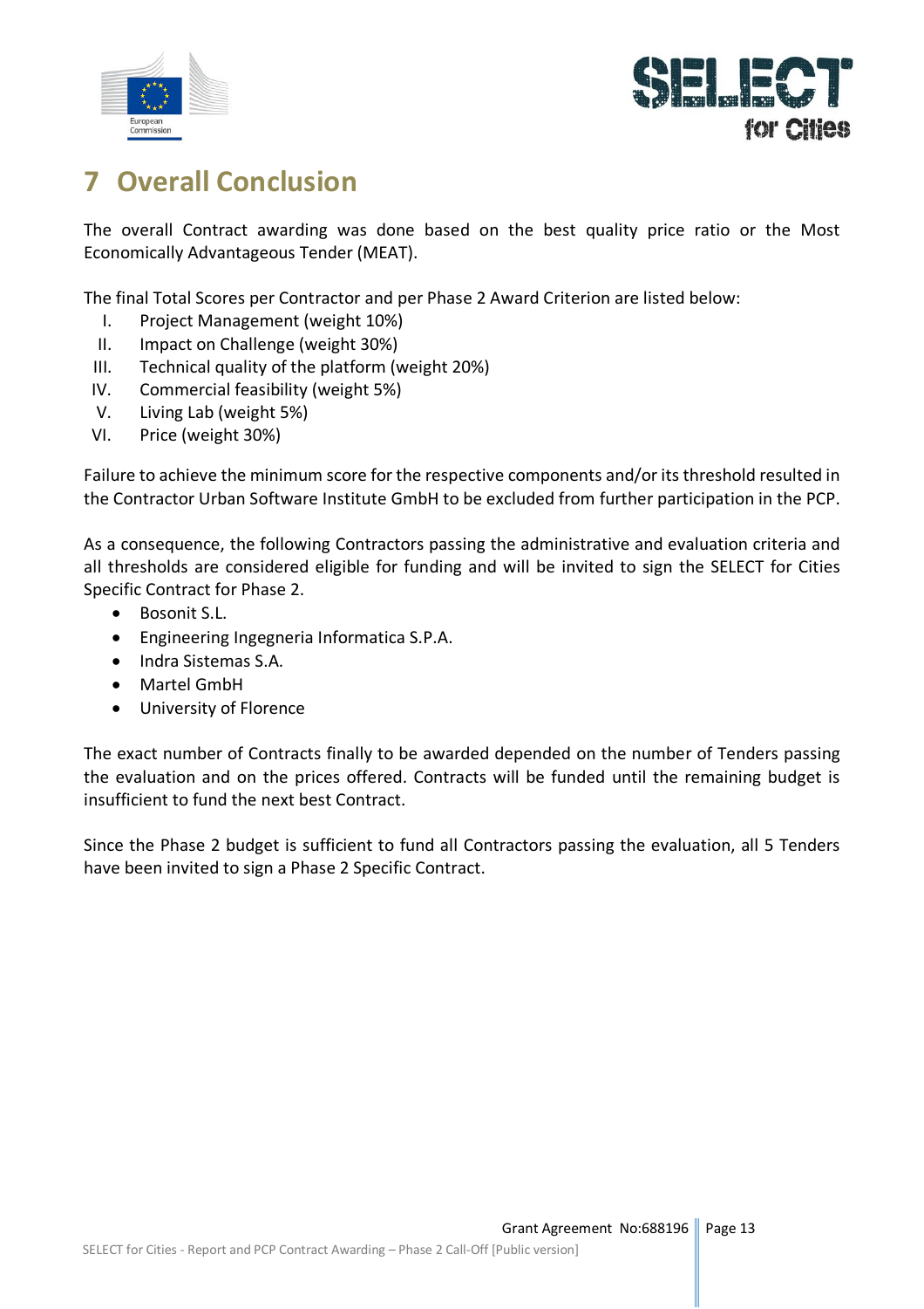# 7 Overall Conclusion

The overall Contract awarding was done based on the best quality price ratio or the Most Economically Advantageous Tender (MEAT).

The final Total Scores per Contractor and per Phase 2 Award Criterion are listed below:

I. Project Management (weight 10%)
II. Impact on Challenge (weight 30%)
III. Technical quality of the platform (weight 20%)
IV. Commercial feasibility (weight 5%)
V. Living Lab (weight 5%)
VI. Price (weight 30%)

Failure to achieve the minimum score for the respective components and/or its threshold resulted in the Contractor Urban Software Institute GmbH to be excluded from further participation in the PCP.

As a consequence, the following Contractors passing the administrative and evaluation criteria and all thresholds are considered eligible for funding and will be invited to sign the SELECT for Cities Specific Contract for Phase 2.

- Bosonit S.L.
- Engineering Ingegneria Informatica S.P.A.
- Indra Sistemas S.A.
- Martel GmbH
- University of Florence

The exact number of Contracts finally to be awarded depended on the number of Tenders passing the evaluation and on the prices offered. Contracts will be funded until the remaining budget is insufficient to fund the next best Contract.

Since the Phase 2 budget is sufficient to fund all Contractors passing the evaluation, all 5 Tenders have been invited to sign a Phase 2 Specific Contract.